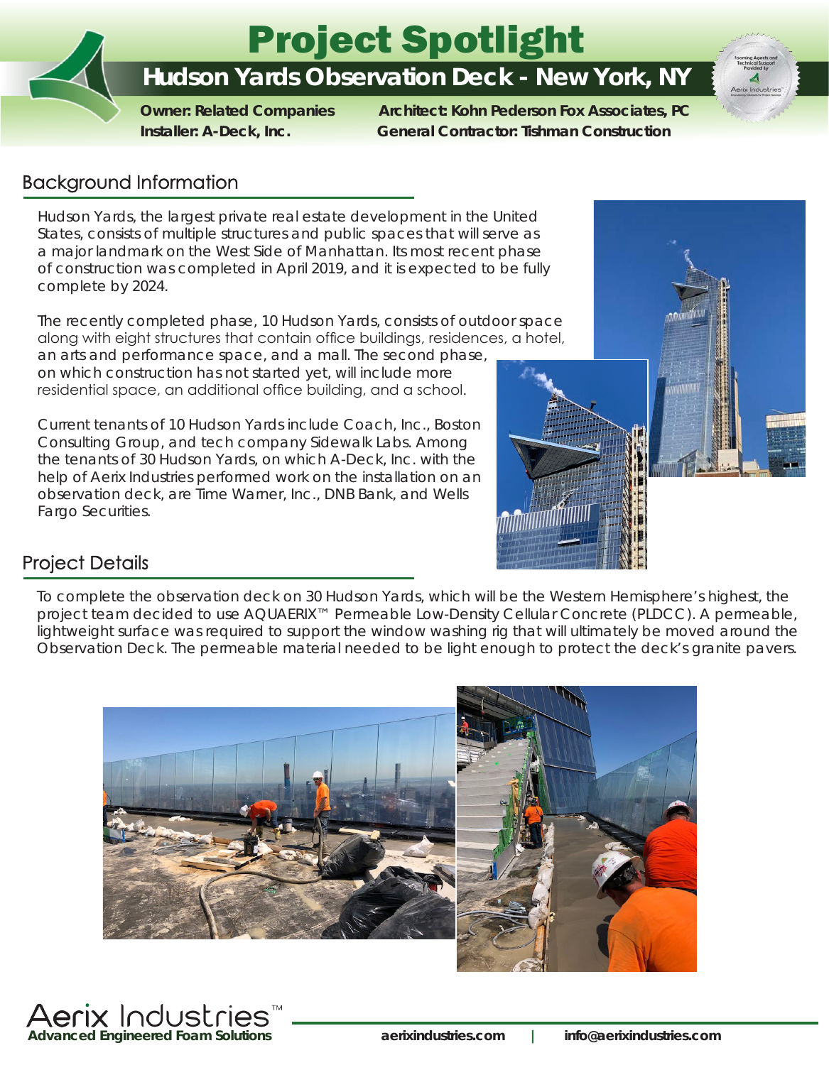# Project Spotlight

## Hudson Yards Observation Deck - New York, NY

**Owner: Related Companies**
**Architect: Kohn Pederson Fox Associates, PC**
**Installer: A-Deck, Inc.**
**General Contractor: Tishman Construction**

## Background Information

Hudson Yards, the largest private real estate development in the United States, consists of multiple structures and public spaces that will serve as a major landmark on the West Side of Manhattan. Its most recent phase of construction was completed in April 2019, and it is expected to be fully complete by 2024.

The recently completed phase, 10 Hudson Yards, consists of outdoor space along with eight structures that contain office buildings, residences, a hotel, an arts and performance space, and a mall. The second phase, on which construction has not started yet, will include more residential space, an additional office building, and a school.

Current tenants of 10 Hudson Yards include Coach, Inc., Boston Consulting Group, and tech company Sidewalk Labs. Among the tenants of 30 Hudson Yards, on which A-Deck, Inc. with the help of Aerix Industries performed work on the installation on an observation deck, are Time Warner, Inc., DNB Bank, and Wells Fargo Securities.

## Project Details

To complete the observation deck on 30 Hudson Yards, which will be the Western Hemisphere's highest, the project team decided to use AQUAERIX™ Permeable Low-Density Cellular Concrete (PLDCC). A permeable, lightweight surface was required to support the window washing rig that will ultimately be moved around the Observation Deck. The permeable material needed to be light enough to protect the deck's granite pavers.

**Aerix Industries™**
**Advanced Engineered Foam Solutions**

**aerixindustries.com | info@aerixindustries.com**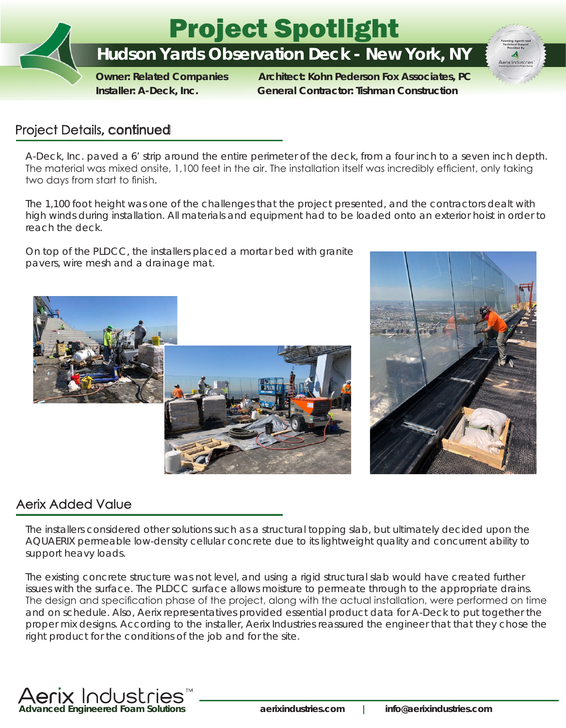# Project Spotlight

## Hudson Yards Observation Deck - New York, NY

**Owner: Related Companies** | **Architect: Kohn Pederson Fox Associates, PC**
**Installer: A-Deck, Inc.** | **General Contractor: Tishman Construction**

## Project Details, continued

A-Deck, Inc. paved a 6' strip around the entire perimeter of the deck, from a four inch to a seven inch depth. The material was mixed onsite, 1,100 feet in the air. The installation itself was incredibly efficient, only taking two days from start to finish.

The 1,100 foot height was one of the challenges that the project presented, and the contractors dealt with high winds during installation. All materials and equipment had to be loaded onto an exterior hoist in order to reach the deck.

On top of the PLDCC, the installers placed a mortar bed with granite pavers, wire mesh and a drainage mat.

## Aerix Added Value

The installers considered other solutions such as a structural topping slab, but ultimately decided upon the AQUAERIX permeable low-density cellular concrete due to its lightweight quality and concurrent ability to support heavy loads.

The existing concrete structure was not level, and using a rigid structural slab would have created further issues with the surface. The PLDCC surface allows moisture to permeate through to the appropriate drains. The design and specification phase of the project, along with the actual installation, were performed on time and on schedule. Also, Aerix representatives provided essential product data for A-Deck to put together the proper mix designs. According to the installer, Aerix Industries reassured the engineer that that they chose the right product for the conditions of the job and for the site.

Aerix Industries™
**Advanced Engineered Foam Solutions**

**aerixindustries.com** | **info@aerixindustries.com**